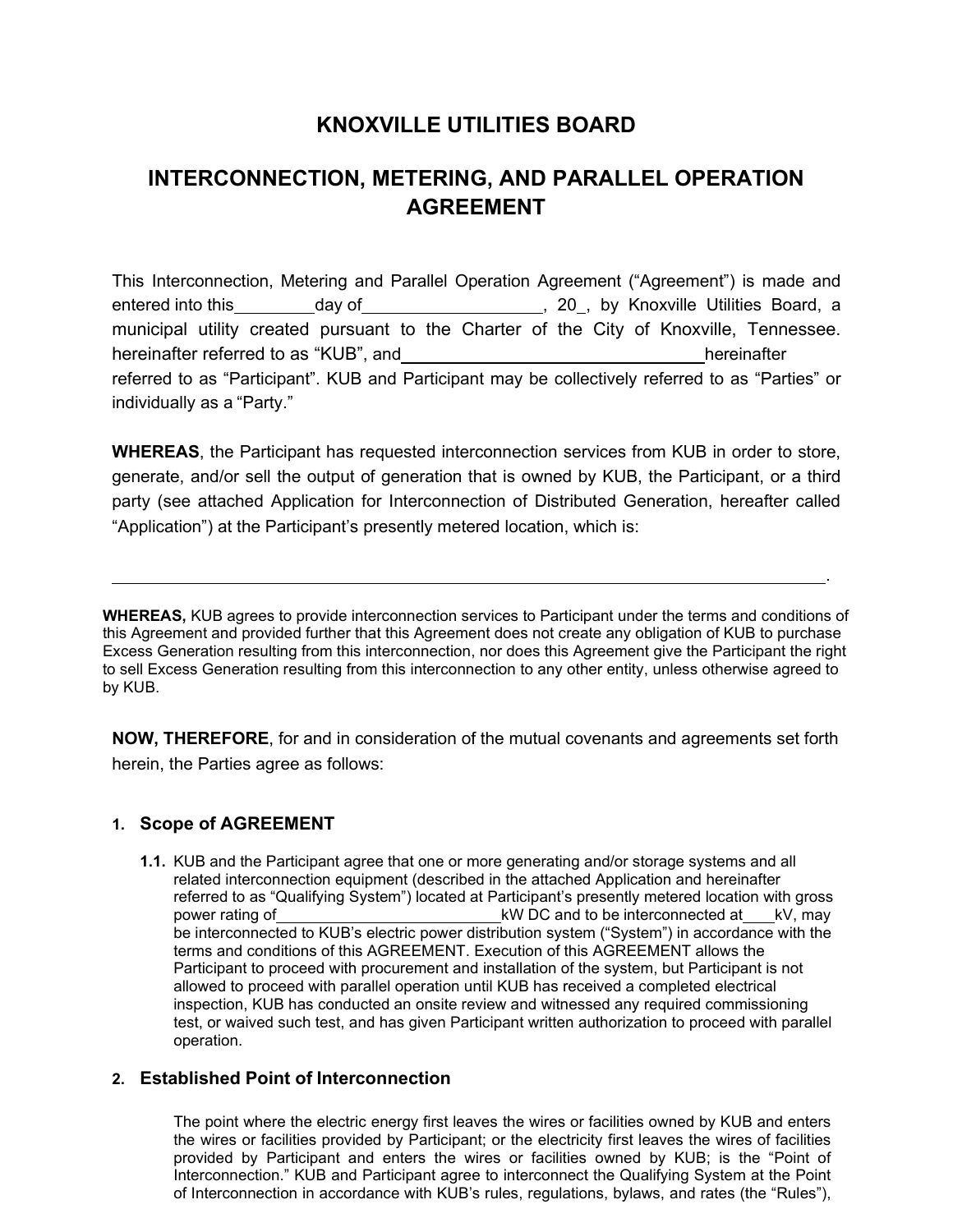# KNOXVILLE UTILITIES BOARD

## INTERCONNECTION, METERING, AND PARALLEL OPERATION AGREEMENT

This Interconnection, Metering and Parallel Operation Agreement ("Agreement") is made and entered into this\_\_\_\_\_\_\_\_day of\_\_\_\_\_\_\_\_\_\_\_\_\_\_\_\_\_\_, 20\_, by Knoxville Utilities Board, a municipal utility created pursuant to the Charter of the City of Knoxville, Tennessee. hereinafter referred to as "KUB", and\_\_\_\_\_\_\_\_\_\_\_\_\_\_\_\_\_\_\_\_\_\_\_\_\_\_\_\_\_\_\_\_hereinafter referred to as "Participant". KUB and Participant may be collectively referred to as "Parties" or individually as a "Party."

**WHEREAS**, the Participant has requested interconnection services from KUB in order to store, generate, and/or sell the output of generation that is owned by KUB, the Participant, or a third party (see attached Application for Interconnection of Distributed Generation, hereafter called "Application") at the Participant's presently metered location, which is:

\_\_\_\_\_\_\_\_\_\_\_\_\_\_\_\_\_\_\_\_\_\_\_\_\_\_\_\_\_\_\_\_\_\_\_\_\_\_\_\_\_\_\_\_\_\_\_\_\_\_\_\_\_\_\_\_\_\_\_\_\_\_\_\_\_\_\_\_\_\_.

**WHEREAS,** KUB agrees to provide interconnection services to Participant under the terms and conditions of this Agreement and provided further that this Agreement does not create any obligation of KUB to purchase Excess Generation resulting from this interconnection, nor does this Agreement give the Participant the right to sell Excess Generation resulting from this interconnection to any other entity, unless otherwise agreed to by KUB.

**NOW, THEREFORE**, for and in consideration of the mutual covenants and agreements set forth herein, the Parties agree as follows:

### 1. Scope of AGREEMENT

**1.1.** KUB and the Participant agree that one or more generating and/or storage systems and all related interconnection equipment (described in the attached Application and hereinafter referred to as "Qualifying System") located at Participant's presently metered location with gross power rating of\_\_\_\_\_\_\_\_\_\_\_\_\_\_\_\_\_\_\_\_\_\_\_\_\_kW DC and to be interconnected at\_\_\_\_kV, may be interconnected to KUB's electric power distribution system ("System") in accordance with the terms and conditions of this AGREEMENT. Execution of this AGREEMENT allows the Participant to proceed with procurement and installation of the system, but Participant is not allowed to proceed with parallel operation until KUB has received a completed electrical inspection, KUB has conducted an onsite review and witnessed any required commissioning test, or waived such test, and has given Participant written authorization to proceed with parallel operation.

### 2. Established Point of Interconnection

The point where the electric energy first leaves the wires or facilities owned by KUB and enters the wires or facilities provided by Participant; or the electricity first leaves the wires of facilities provided by Participant and enters the wires or facilities owned by KUB; is the "Point of Interconnection." KUB and Participant agree to interconnect the Qualifying System at the Point of Interconnection in accordance with KUB's rules, regulations, bylaws, and rates (the "Rules"),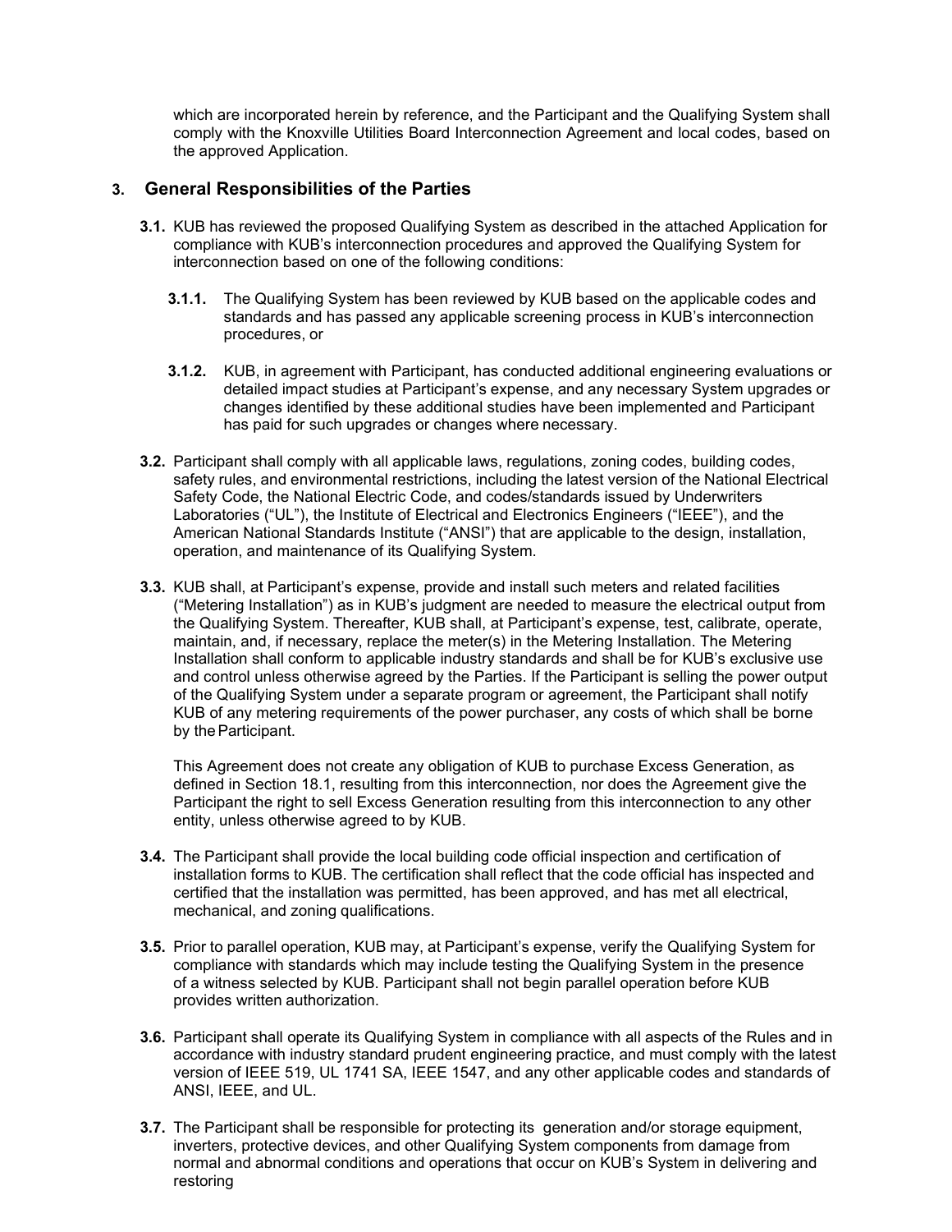which are incorporated herein by reference, and the Participant and the Qualifying System shall comply with the Knoxville Utilities Board Interconnection Agreement and local codes, based on the approved Application.

## 3. General Responsibilities of the Parties

**3.1.** KUB has reviewed the proposed Qualifying System as described in the attached Application for compliance with KUB's interconnection procedures and approved the Qualifying System for interconnection based on one of the following conditions:

**3.1.1.** The Qualifying System has been reviewed by KUB based on the applicable codes and standards and has passed any applicable screening process in KUB's interconnection procedures, or

**3.1.2.** KUB, in agreement with Participant, has conducted additional engineering evaluations or detailed impact studies at Participant's expense, and any necessary System upgrades or changes identified by these additional studies have been implemented and Participant has paid for such upgrades or changes where necessary.

**3.2.** Participant shall comply with all applicable laws, regulations, zoning codes, building codes, safety rules, and environmental restrictions, including the latest version of the National Electrical Safety Code, the National Electric Code, and codes/standards issued by Underwriters Laboratories ("UL"), the Institute of Electrical and Electronics Engineers ("IEEE"), and the American National Standards Institute ("ANSI") that are applicable to the design, installation, operation, and maintenance of its Qualifying System.

**3.3.** KUB shall, at Participant's expense, provide and install such meters and related facilities ("Metering Installation") as in KUB's judgment are needed to measure the electrical output from the Qualifying System. Thereafter, KUB shall, at Participant's expense, test, calibrate, operate, maintain, and, if necessary, replace the meter(s) in the Metering Installation. The Metering Installation shall conform to applicable industry standards and shall be for KUB's exclusive use and control unless otherwise agreed by the Parties. If the Participant is selling the power output of the Qualifying System under a separate program or agreement, the Participant shall notify KUB of any metering requirements of the power purchaser, any costs of which shall be borne by the Participant.

This Agreement does not create any obligation of KUB to purchase Excess Generation, as defined in Section 18.1, resulting from this interconnection, nor does the Agreement give the Participant the right to sell Excess Generation resulting from this interconnection to any other entity, unless otherwise agreed to by KUB.

**3.4.** The Participant shall provide the local building code official inspection and certification of installation forms to KUB. The certification shall reflect that the code official has inspected and certified that the installation was permitted, has been approved, and has met all electrical, mechanical, and zoning qualifications.

**3.5.** Prior to parallel operation, KUB may, at Participant's expense, verify the Qualifying System for compliance with standards which may include testing the Qualifying System in the presence of a witness selected by KUB. Participant shall not begin parallel operation before KUB provides written authorization.

**3.6.** Participant shall operate its Qualifying System in compliance with all aspects of the Rules and in accordance with industry standard prudent engineering practice, and must comply with the latest version of IEEE 519, UL 1741 SA, IEEE 1547, and any other applicable codes and standards of ANSI, IEEE, and UL.

**3.7.** The Participant shall be responsible for protecting its generation and/or storage equipment, inverters, protective devices, and other Qualifying System components from damage from normal and abnormal conditions and operations that occur on KUB's System in delivering and restoring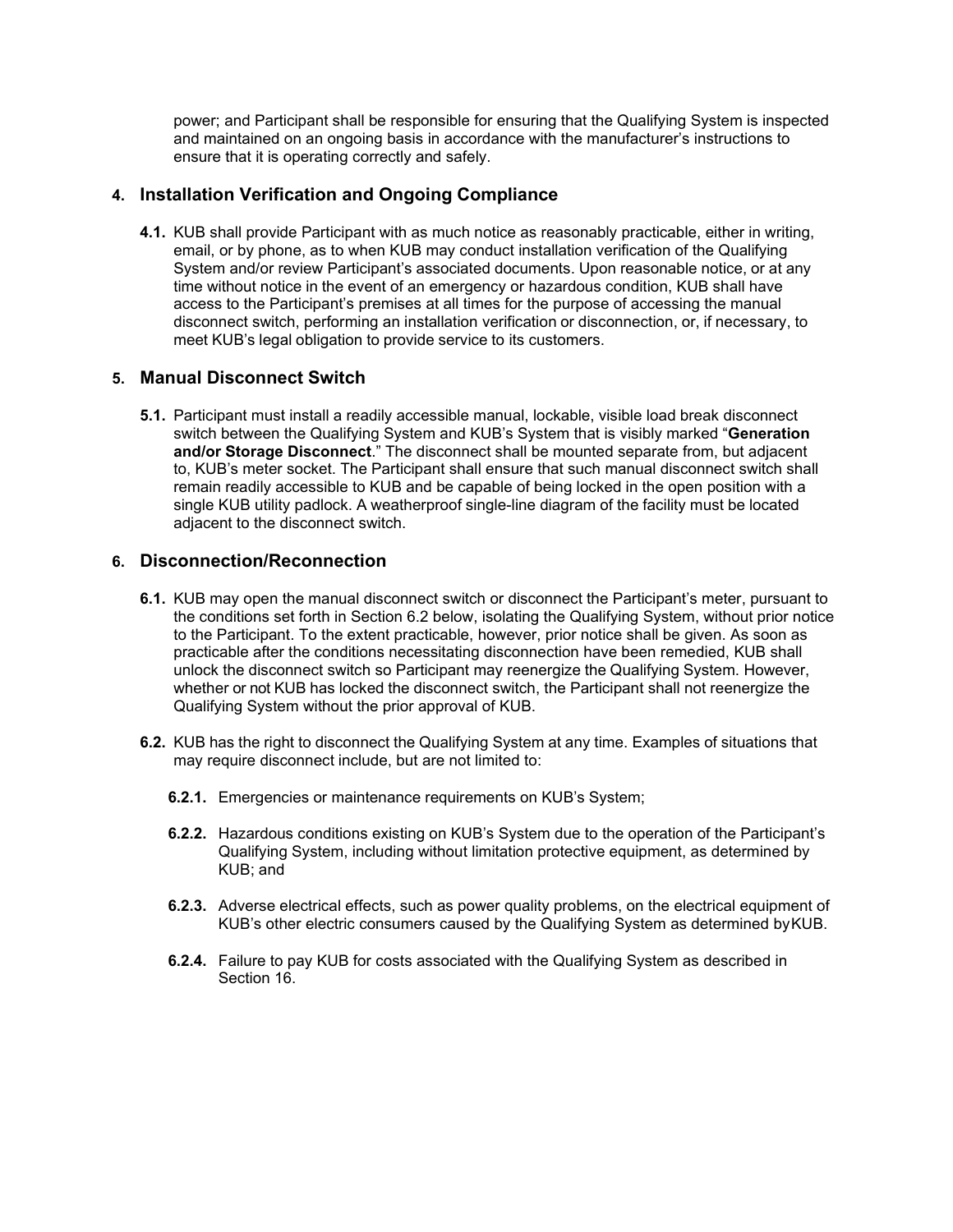power; and Participant shall be responsible for ensuring that the Qualifying System is inspected and maintained on an ongoing basis in accordance with the manufacturer's instructions to ensure that it is operating correctly and safely.

## 4. Installation Verification and Ongoing Compliance

**4.1.** KUB shall provide Participant with as much notice as reasonably practicable, either in writing, email, or by phone, as to when KUB may conduct installation verification of the Qualifying System and/or review Participant's associated documents. Upon reasonable notice, or at any time without notice in the event of an emergency or hazardous condition, KUB shall have access to the Participant's premises at all times for the purpose of accessing the manual disconnect switch, performing an installation verification or disconnection, or, if necessary, to meet KUB's legal obligation to provide service to its customers.

## 5. Manual Disconnect Switch

**5.1.** Participant must install a readily accessible manual, lockable, visible load break disconnect switch between the Qualifying System and KUB's System that is visibly marked "**Generation and/or Storage Disconnect**." The disconnect shall be mounted separate from, but adjacent to, KUB's meter socket. The Participant shall ensure that such manual disconnect switch shall remain readily accessible to KUB and be capable of being locked in the open position with a single KUB utility padlock. A weatherproof single-line diagram of the facility must be located adjacent to the disconnect switch.

## 6. Disconnection/Reconnection

**6.1.** KUB may open the manual disconnect switch or disconnect the Participant's meter, pursuant to the conditions set forth in Section 6.2 below, isolating the Qualifying System, without prior notice to the Participant. To the extent practicable, however, prior notice shall be given. As soon as practicable after the conditions necessitating disconnection have been remedied, KUB shall unlock the disconnect switch so Participant may reenergize the Qualifying System. However, whether or not KUB has locked the disconnect switch, the Participant shall not reenergize the Qualifying System without the prior approval of KUB.

**6.2.** KUB has the right to disconnect the Qualifying System at any time. Examples of situations that may require disconnect include, but are not limited to:

**6.2.1.** Emergencies or maintenance requirements on KUB's System;

**6.2.2.** Hazardous conditions existing on KUB's System due to the operation of the Participant's Qualifying System, including without limitation protective equipment, as determined by KUB; and

**6.2.3.** Adverse electrical effects, such as power quality problems, on the electrical equipment of KUB's other electric consumers caused by the Qualifying System as determined by KUB.

**6.2.4.** Failure to pay KUB for costs associated with the Qualifying System as described in Section 16.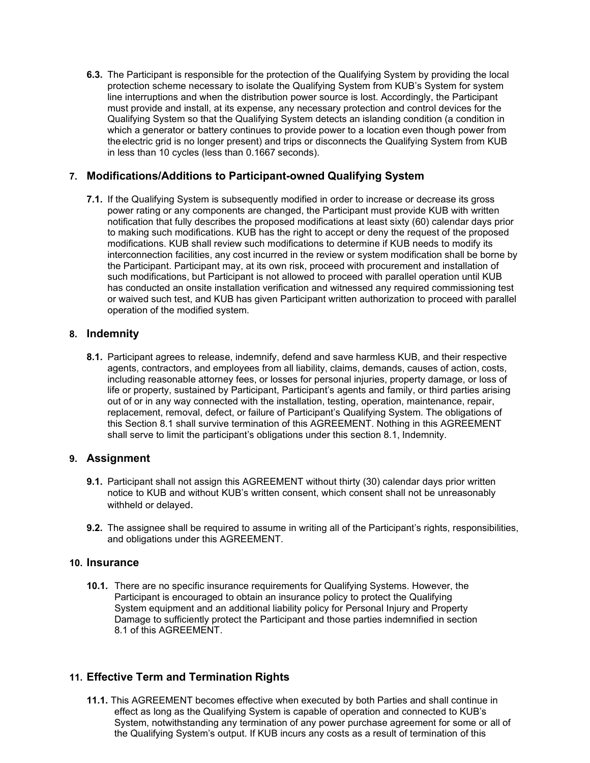**6.3.** The Participant is responsible for the protection of the Qualifying System by providing the local protection scheme necessary to isolate the Qualifying System from KUB's System for system line interruptions and when the distribution power source is lost. Accordingly, the Participant must provide and install, at its expense, any necessary protection and control devices for the Qualifying System so that the Qualifying System detects an islanding condition (a condition in which a generator or battery continues to provide power to a location even though power from the electric grid is no longer present) and trips or disconnects the Qualifying System from KUB in less than 10 cycles (less than 0.1667 seconds).

## 7. Modifications/Additions to Participant-owned Qualifying System

**7.1.** If the Qualifying System is subsequently modified in order to increase or decrease its gross power rating or any components are changed, the Participant must provide KUB with written notification that fully describes the proposed modifications at least sixty (60) calendar days prior to making such modifications. KUB has the right to accept or deny the request of the proposed modifications. KUB shall review such modifications to determine if KUB needs to modify its interconnection facilities, any cost incurred in the review or system modification shall be borne by the Participant. Participant may, at its own risk, proceed with procurement and installation of such modifications, but Participant is not allowed to proceed with parallel operation until KUB has conducted an onsite installation verification and witnessed any required commissioning test or waived such test, and KUB has given Participant written authorization to proceed with parallel operation of the modified system.

## 8. Indemnity

**8.1.** Participant agrees to release, indemnify, defend and save harmless KUB, and their respective agents, contractors, and employees from all liability, claims, demands, causes of action, costs, including reasonable attorney fees, or losses for personal injuries, property damage, or loss of life or property, sustained by Participant, Participant's agents and family, or third parties arising out of or in any way connected with the installation, testing, operation, maintenance, repair, replacement, removal, defect, or failure of Participant's Qualifying System. The obligations of this Section 8.1 shall survive termination of this AGREEMENT. Nothing in this AGREEMENT shall serve to limit the participant's obligations under this section 8.1, Indemnity.

## 9. Assignment

**9.1.** Participant shall not assign this AGREEMENT without thirty (30) calendar days prior written notice to KUB and without KUB's written consent, which consent shall not be unreasonably withheld or delayed.

**9.2.** The assignee shall be required to assume in writing all of the Participant's rights, responsibilities, and obligations under this AGREEMENT.

## 10. Insurance

**10.1.** There are no specific insurance requirements for Qualifying Systems. However, the Participant is encouraged to obtain an insurance policy to protect the Qualifying System equipment and an additional liability policy for Personal Injury and Property Damage to sufficiently protect the Participant and those parties indemnified in section 8.1 of this AGREEMENT.

## 11. Effective Term and Termination Rights

**11.1.** This AGREEMENT becomes effective when executed by both Parties and shall continue in effect as long as the Qualifying System is capable of operation and connected to KUB's System, notwithstanding any termination of any power purchase agreement for some or all of the Qualifying System's output. If KUB incurs any costs as a result of termination of this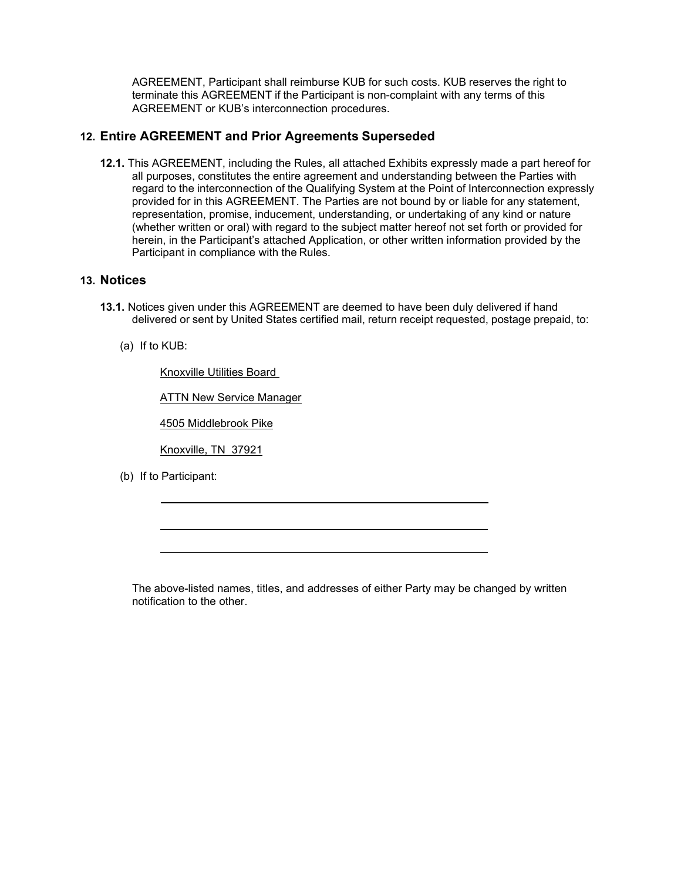AGREEMENT, Participant shall reimburse KUB for such costs. KUB reserves the right to terminate this AGREEMENT if the Participant is non-complaint with any terms of this AGREEMENT or KUB's interconnection procedures.

## 12. Entire AGREEMENT and Prior Agreements Superseded

**12.1.** This AGREEMENT, including the Rules, all attached Exhibits expressly made a part hereof for all purposes, constitutes the entire agreement and understanding between the Parties with regard to the interconnection of the Qualifying System at the Point of Interconnection expressly provided for in this AGREEMENT. The Parties are not bound by or liable for any statement, representation, promise, inducement, understanding, or undertaking of any kind or nature (whether written or oral) with regard to the subject matter hereof not set forth or provided for herein, in the Participant's attached Application, or other written information provided by the Participant in compliance with the Rules.

## 13. Notices

**13.1.** Notices given under this AGREEMENT are deemed to have been duly delivered if hand delivered or sent by United States certified mail, return receipt requested, postage prepaid, to:

(a) If to KUB:

Knoxville Utilities Board

ATTN New Service Manager

4505 Middlebrook Pike

Knoxville, TN 37921

(b) If to Participant:

\_\_\_\_\_\_\_\_\_\_\_\_\_\_\_\_\_\_\_\_\_\_\_\_\_\_\_\_\_\_\_\_\_\_\_\_\_\_\_\_

\_\_\_\_\_\_\_\_\_\_\_\_\_\_\_\_\_\_\_\_\_\_\_\_\_\_\_\_\_\_\_\_\_\_\_\_\_\_\_\_

\_\_\_\_\_\_\_\_\_\_\_\_\_\_\_\_\_\_\_\_\_\_\_\_\_\_\_\_\_\_\_\_\_\_\_\_\_\_\_\_

The above-listed names, titles, and addresses of either Party may be changed by written notification to the other.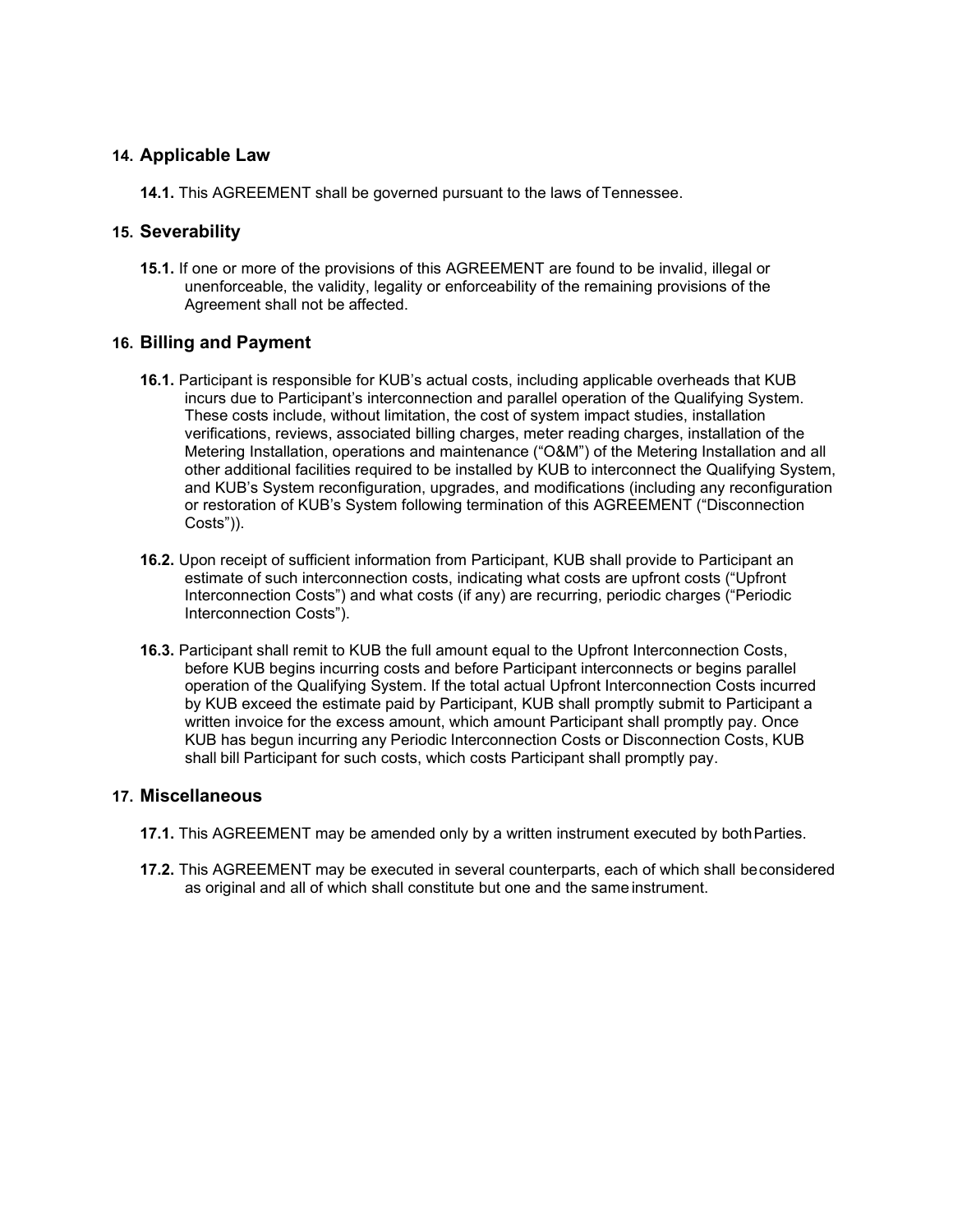## 14. Applicable Law

**14.1.** This AGREEMENT shall be governed pursuant to the laws of Tennessee.

## 15. Severability

**15.1.** If one or more of the provisions of this AGREEMENT are found to be invalid, illegal or unenforceable, the validity, legality or enforceability of the remaining provisions of the Agreement shall not be affected.

## 16. Billing and Payment

**16.1.** Participant is responsible for KUB's actual costs, including applicable overheads that KUB incurs due to Participant's interconnection and parallel operation of the Qualifying System. These costs include, without limitation, the cost of system impact studies, installation verifications, reviews, associated billing charges, meter reading charges, installation of the Metering Installation, operations and maintenance ("O&M") of the Metering Installation and all other additional facilities required to be installed by KUB to interconnect the Qualifying System, and KUB's System reconfiguration, upgrades, and modifications (including any reconfiguration or restoration of KUB's System following termination of this AGREEMENT ("Disconnection Costs")).

**16.2.** Upon receipt of sufficient information from Participant, KUB shall provide to Participant an estimate of such interconnection costs, indicating what costs are upfront costs ("Upfront Interconnection Costs") and what costs (if any) are recurring, periodic charges ("Periodic Interconnection Costs").

**16.3.** Participant shall remit to KUB the full amount equal to the Upfront Interconnection Costs, before KUB begins incurring costs and before Participant interconnects or begins parallel operation of the Qualifying System. If the total actual Upfront Interconnection Costs incurred by KUB exceed the estimate paid by Participant, KUB shall promptly submit to Participant a written invoice for the excess amount, which amount Participant shall promptly pay. Once KUB has begun incurring any Periodic Interconnection Costs or Disconnection Costs, KUB shall bill Participant for such costs, which costs Participant shall promptly pay.

## 17. Miscellaneous

**17.1.** This AGREEMENT may be amended only by a written instrument executed by both Parties.

**17.2.** This AGREEMENT may be executed in several counterparts, each of which shall be considered as original and all of which shall constitute but one and the same instrument.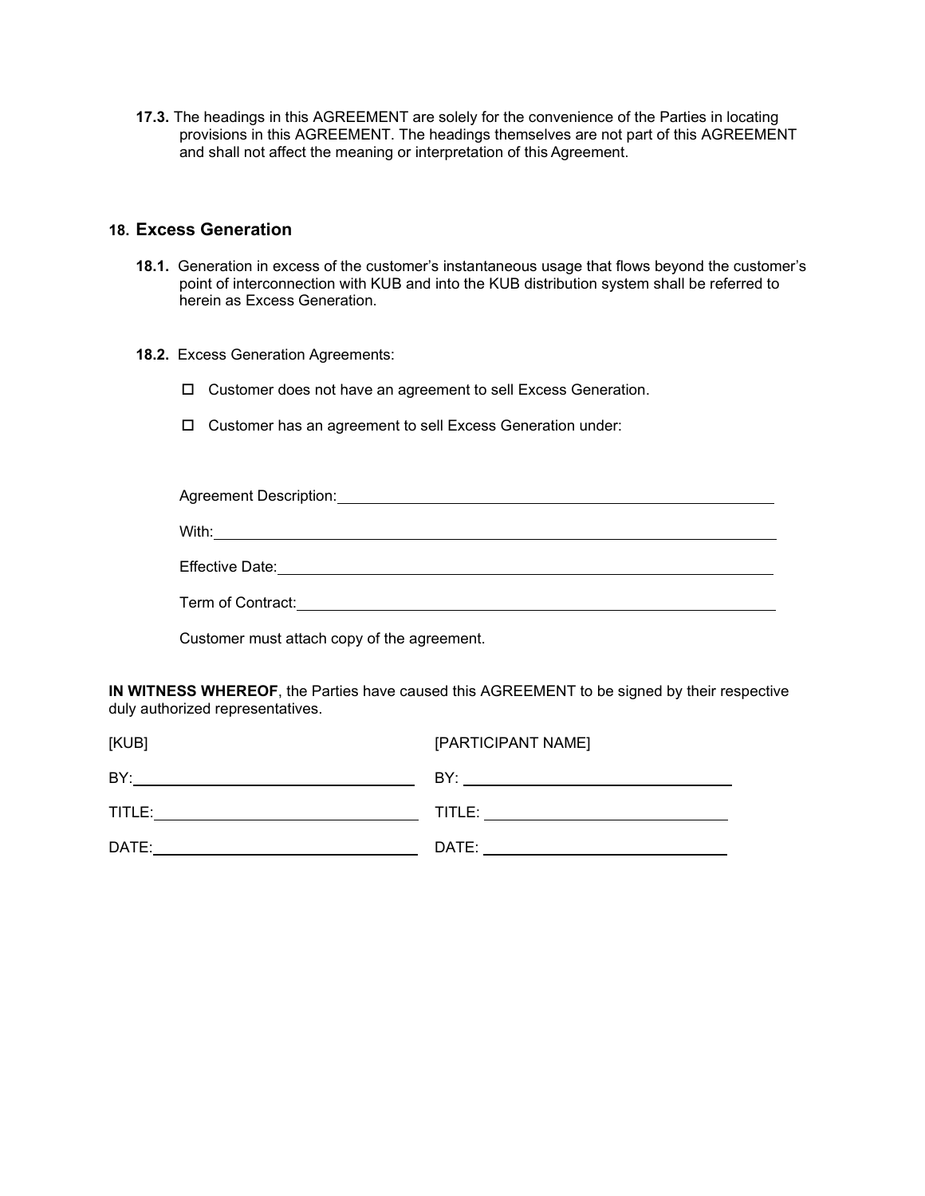**17.3.** The headings in this AGREEMENT are solely for the convenience of the Parties in locating provisions in this AGREEMENT. The headings themselves are not part of this AGREEMENT and shall not affect the meaning or interpretation of this Agreement.

## 18. Excess Generation

**18.1.** Generation in excess of the customer's instantaneous usage that flows beyond the customer's point of interconnection with KUB and into the KUB distribution system shall be referred to herein as Excess Generation.

**18.2.** Excess Generation Agreements:

- ☐ Customer does not have an agreement to sell Excess Generation.
- ☐ Customer has an agreement to sell Excess Generation under:

Agreement Description: \_\_\_\_\_\_\_\_\_\_\_\_\_\_\_\_\_\_\_\_\_\_\_\_\_\_\_\_\_\_\_\_

With: \_\_\_\_\_\_\_\_\_\_\_\_\_\_\_\_\_\_\_\_\_\_\_\_\_\_\_\_\_\_\_\_

Effective Date: \_\_\_\_\_\_\_\_\_\_\_\_\_\_\_\_\_\_\_\_\_\_\_\_\_\_\_\_\_\_\_\_

Term of Contract: \_\_\_\_\_\_\_\_\_\_\_\_\_\_\_\_\_\_\_\_\_\_\_\_\_\_\_\_\_\_\_\_

Customer must attach copy of the agreement.

**IN WITNESS WHEREOF**, the Parties have caused this AGREEMENT to be signed by their respective duly authorized representatives.

| | |
|---|---|
| [KUB] | [PARTICIPANT NAME] |
| BY: \_\_\_\_\_\_\_\_\_\_\_\_\_\_\_\_\_\_\_\_ | BY: \_\_\_\_\_\_\_\_\_\_\_\_\_\_\_\_\_\_\_\_ |
| TITLE: \_\_\_\_\_\_\_\_\_\_\_\_\_\_\_\_\_\_\_\_ | TITLE: \_\_\_\_\_\_\_\_\_\_\_\_\_\_\_\_\_\_\_\_ |
| DATE: \_\_\_\_\_\_\_\_\_\_\_\_\_\_\_\_\_\_\_\_ | DATE: \_\_\_\_\_\_\_\_\_\_\_\_\_\_\_\_\_\_\_\_ |